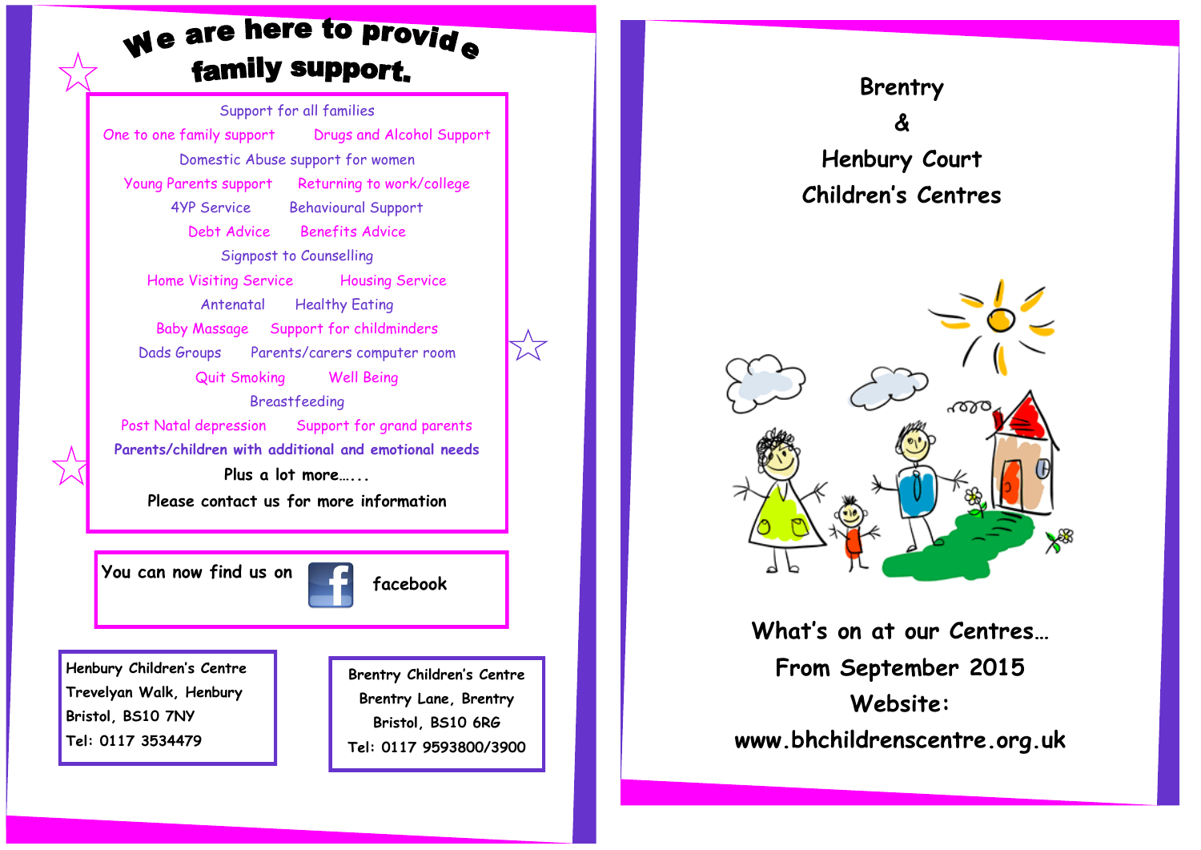# We are here to provide family support.

Support for all families

One to one family support

Drugs and Alcohol Support

Domestic Abuse support for women

Young Parents support

Returning to work/college

4YP Service

Behavioural Support

Debt Advice

Benefits Advice

Signpost to Counselling

Home Visiting Service

Housing Service

Antenatal

Healthy Eating

Baby Massage

Support for childminders

Dads Groups

Parents/carers computer room

Quit Smoking

Well Being

Breastfeeding

Post Natal depression

Support for grand parents

Parents/children with additional and emotional needs

Plus a lot more…...

Please contact us for more information

You can now find us on facebook

**Henbury Children's Centre**
Trevelyan Walk, Henbury
Bristol, BS10 7NY
Tel: 0117 3534479

**Brentry Children's Centre**
Brentry Lane, Brentry
Bristol, BS10 6RG
Tel: 0117 9593800/3900

# Brentry & Henbury Court Children's Centres

## What's on at our Centres…

## From September 2015

## Website: www.bhchildrenscentre.org.uk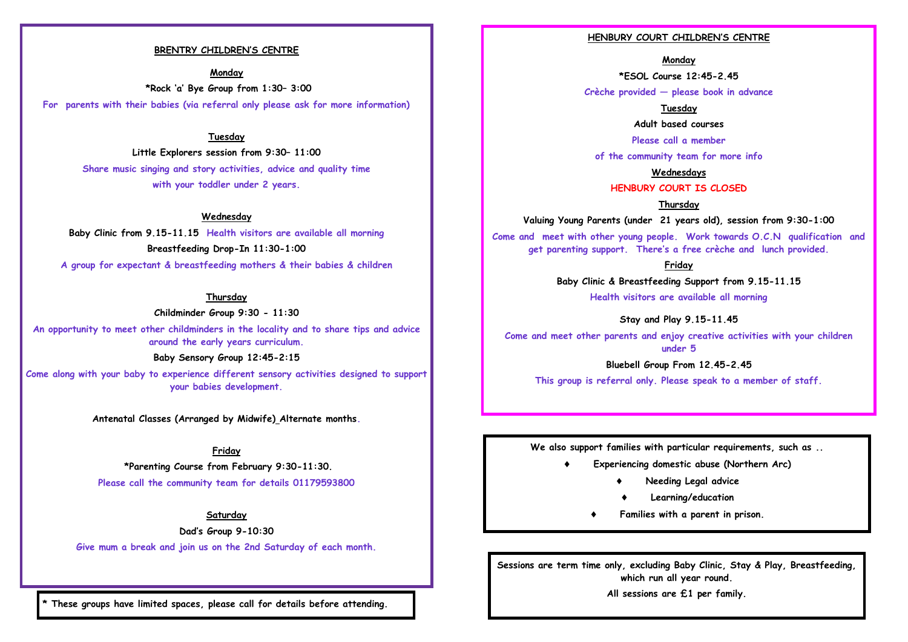## BRENTRY CHILDREN'S CENTRE

**Monday**

*Rock 'a' Bye Group from 1:30– 3:00

For parents with their babies (via referral only please ask for more information)

**Tuesday**

Little Explorers session from 9:30– 11:00

Share music singing and story activities, advice and quality time with your toddler under 2 years.

**Wednesday**

Baby Clinic from 9.15-11.15 Health visitors are available all morning

Breastfeeding Drop-In 11:30-1:00

A group for expectant & breastfeeding mothers & their babies & children

**Thursday**

Childminder Group 9:30 - 11:30

An opportunity to meet other childminders in the locality and to share tips and advice around the early years curriculum.

Baby Sensory Group 12:45-2:15

Come along with your baby to experience different sensory activities designed to support your babies development.

Antenatal Classes (Arranged by Midwife) Alternate months.

**Friday**

*Parenting Course from February 9:30-11:30.

Please call the community team for details 01179593800

**Saturday**

Dad's Group 9-10:30

Give mum a break and join us on the 2nd Saturday of each month.

* These groups have limited spaces, please call for details before attending.

## HENBURY COURT CHILDREN'S CENTRE

**Monday**

*ESOL Course 12:45-2.45

Crèche provided — please book in advance

**Tuesday**

Adult based courses

Please call a member of the community team for more info

**Wednesdays**

HENBURY COURT IS CLOSED

**Thursday**

Valuing Young Parents (under 21 years old), session from 9:30-1:00

Come and meet with other young people. Work towards O.C.N qualification and get parenting support. There's a free crèche and lunch provided.

**Friday**

Baby Clinic & Breastfeeding Support from 9.15-11.15

Health visitors are available all morning

Stay and Play 9.15-11.45

Come and meet other parents and enjoy creative activities with your children under 5

Bluebell Group From 12.45-2.45

This group is referral only. Please speak to a member of staff.

We also support families with particular requirements, such as ..

- Experiencing domestic abuse (Northern Arc)
- Needing Legal advice
- Learning/education
- Families with a parent in prison.

Sessions are term time only, excluding Baby Clinic, Stay & Play, Breastfeeding, which run all year round.

All sessions are £1 per family.